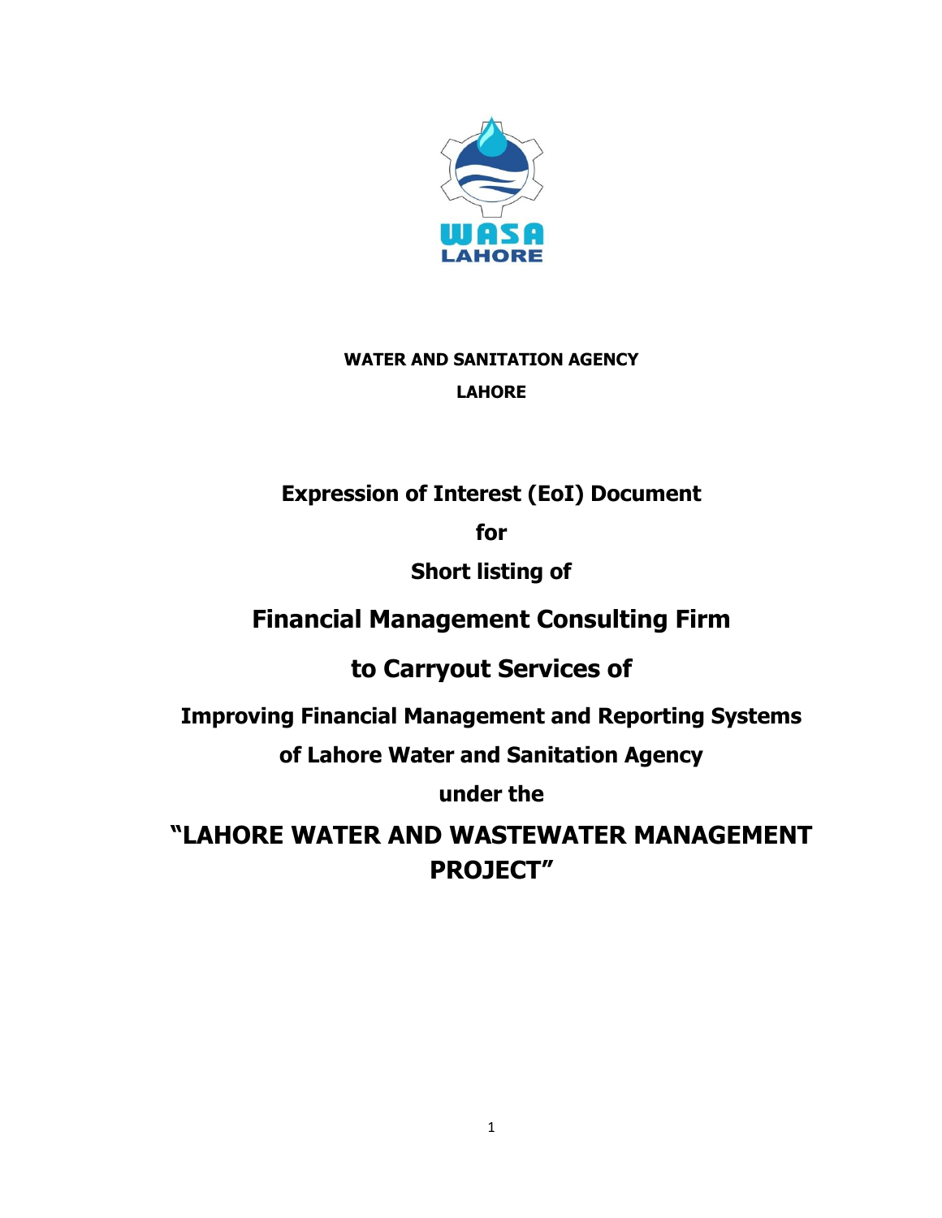**WATER AND SANITATION AGENCY**

**LAHORE**

**Expression of Interest (EoI) Document**

**for**

**Short listing of**

# Financial Management Consulting Firm

# to Carryout Services of

## Improving Financial Management and Reporting Systems

## of Lahore Water and Sanitation Agency

## under the

# "LAHORE WATER AND WASTEWATER MANAGEMENT PROJECT"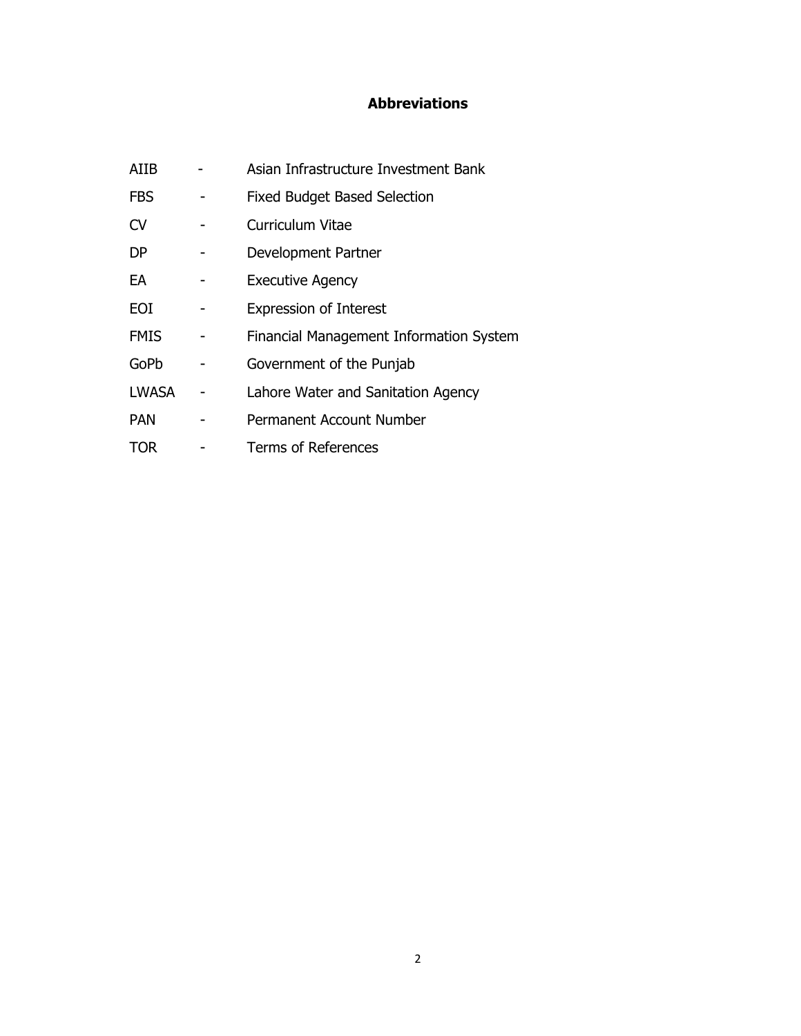## Abbreviations

| | | |
|---|---|---|
| AIIB | - | Asian Infrastructure Investment Bank |
| FBS | - | Fixed Budget Based Selection |
| CV | - | Curriculum Vitae |
| DP | - | Development Partner |
| EA | - | Executive Agency |
| EOI | - | Expression of Interest |
| FMIS | - | Financial Management Information System |
| GoPb | - | Government of the Punjab |
| LWASA | - | Lahore Water and Sanitation Agency |
| PAN | - | Permanent Account Number |
| TOR | - | Terms of References |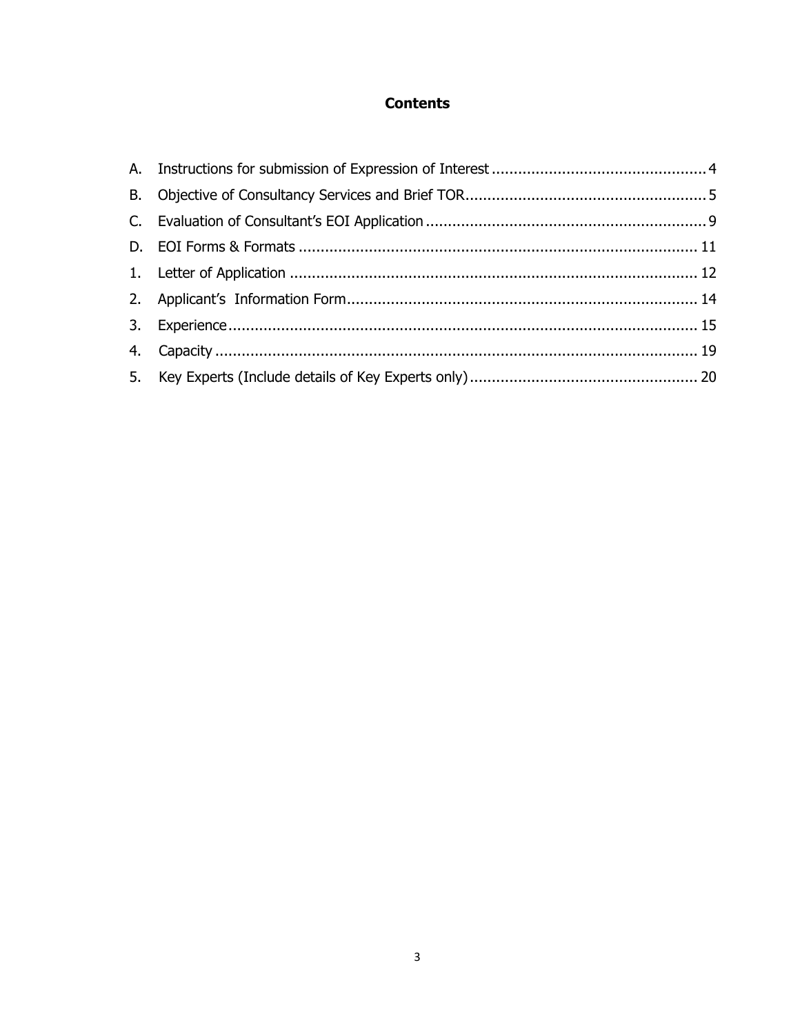# Contents

A. Instructions for submission of Expression of Interest ..... 4

B. Objective of Consultancy Services and Brief TOR ..... 5

C. Evaluation of Consultant's EOI Application ..... 9

D. EOI Forms & Formats ..... 11

1. Letter of Application ..... 12
2. Applicant's Information Form ..... 14
3. Experience ..... 15
4. Capacity ..... 19
5. Key Experts (Include details of Key Experts only) ..... 20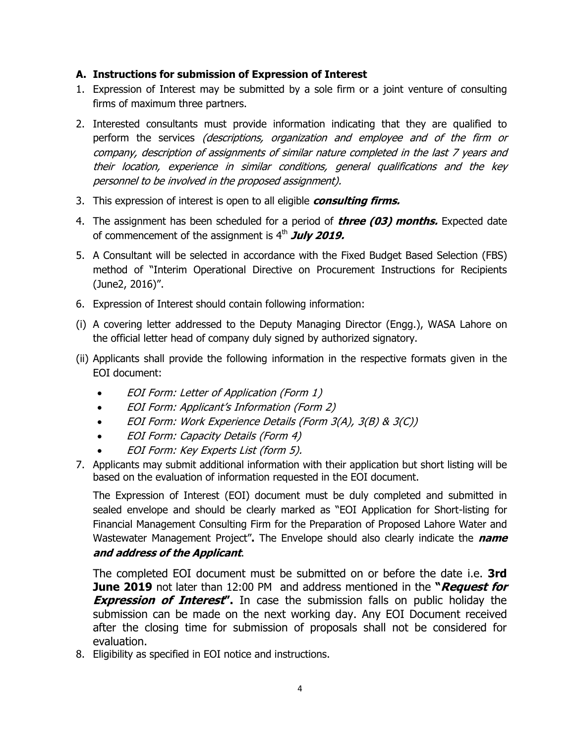## A. Instructions for submission of Expression of Interest

1. Expression of Interest may be submitted by a sole firm or a joint venture of consulting firms of maximum three partners.
2. Interested consultants must provide information indicating that they are qualified to perform the services *(descriptions, organization and employee and of the firm or company, description of assignments of similar nature completed in the last 7 years and their location, experience in similar conditions, general qualifications and the key personnel to be involved in the proposed assignment).*
3. This expression of interest is open to all eligible ***consulting firms.***
4. The assignment has been scheduled for a period of ***three (03) months.*** Expected date of commencement of the assignment is 4th ***July 2019.***
5. A Consultant will be selected in accordance with the Fixed Budget Based Selection (FBS) method of "Interim Operational Directive on Procurement Instructions for Recipients (June2, 2016)".
6. Expression of Interest should contain following information:

(i) A covering letter addressed to the Deputy Managing Director (Engg.), WASA Lahore on the official letter head of company duly signed by authorized signatory.

(ii) Applicants shall provide the following information in the respective formats given in the EOI document:

- *EOI Form: Letter of Application (Form 1)*
- *EOI Form: Applicant's Information (Form 2)*
- *EOI Form: Work Experience Details (Form 3(A), 3(B) & 3(C))*
- *EOI Form: Capacity Details (Form 4)*
- *EOI Form: Key Experts List (form 5).*

7. Applicants may submit additional information with their application but short listing will be based on the evaluation of information requested in the EOI document.

   The Expression of Interest (EOI) document must be duly completed and submitted in sealed envelope and should be clearly marked as "EOI Application for Short-listing for Financial Management Consulting Firm for the Preparation of Proposed Lahore Water and Wastewater Management Project"**.** The Envelope should also clearly indicate the ***name and address of the Applicant***.

   The completed EOI document must be submitted on or before the date i.e. **3rd June 2019** not later than 12:00 PM and address mentioned in the **"*Request for Expression of Interest*".** In case the submission falls on public holiday the submission can be made on the next working day. Any EOI Document received after the closing time for submission of proposals shall not be considered for evaluation.

8. Eligibility as specified in EOI notice and instructions.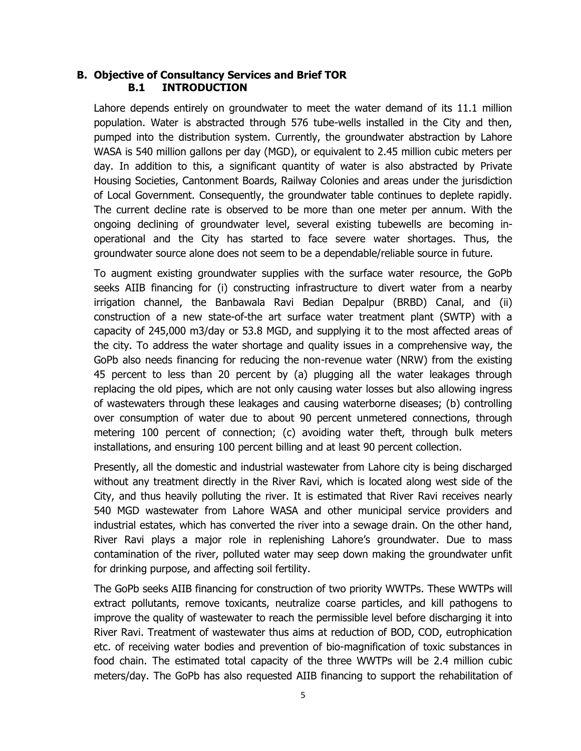## B. Objective of Consultancy Services and Brief TOR

### B.1 INTRODUCTION

Lahore depends entirely on groundwater to meet the water demand of its 11.1 million population. Water is abstracted through 576 tube-wells installed in the City and then, pumped into the distribution system. Currently, the groundwater abstraction by Lahore WASA is 540 million gallons per day (MGD), or equivalent to 2.45 million cubic meters per day. In addition to this, a significant quantity of water is also abstracted by Private Housing Societies, Cantonment Boards, Railway Colonies and areas under the jurisdiction of Local Government. Consequently, the groundwater table continues to deplete rapidly. The current decline rate is observed to be more than one meter per annum. With the ongoing declining of groundwater level, several existing tubewells are becoming in-operational and the City has started to face severe water shortages. Thus, the groundwater source alone does not seem to be a dependable/reliable source in future.

To augment existing groundwater supplies with the surface water resource, the GoPb seeks AIIB financing for (i) constructing infrastructure to divert water from a nearby irrigation channel, the Banbawala Ravi Bedian Depalpur (BRBD) Canal, and (ii) construction of a new state-of-the art surface water treatment plant (SWTP) with a capacity of 245,000 m3/day or 53.8 MGD, and supplying it to the most affected areas of the city. To address the water shortage and quality issues in a comprehensive way, the GoPb also needs financing for reducing the non-revenue water (NRW) from the existing 45 percent to less than 20 percent by (a) plugging all the water leakages through replacing the old pipes, which are not only causing water losses but also allowing ingress of wastewaters through these leakages and causing waterborne diseases; (b) controlling over consumption of water due to about 90 percent unmetered connections, through metering 100 percent of connection; (c) avoiding water theft, through bulk meters installations, and ensuring 100 percent billing and at least 90 percent collection.

Presently, all the domestic and industrial wastewater from Lahore city is being discharged without any treatment directly in the River Ravi, which is located along west side of the City, and thus heavily polluting the river. It is estimated that River Ravi receives nearly 540 MGD wastewater from Lahore WASA and other municipal service providers and industrial estates, which has converted the river into a sewage drain. On the other hand, River Ravi plays a major role in replenishing Lahore's groundwater. Due to mass contamination of the river, polluted water may seep down making the groundwater unfit for drinking purpose, and affecting soil fertility.

The GoPb seeks AIIB financing for construction of two priority WWTPs. These WWTPs will extract pollutants, remove toxicants, neutralize coarse particles, and kill pathogens to improve the quality of wastewater to reach the permissible level before discharging it into River Ravi. Treatment of wastewater thus aims at reduction of BOD, COD, eutrophication etc. of receiving water bodies and prevention of bio-magnification of toxic substances in food chain. The estimated total capacity of the three WWTPs will be 2.4 million cubic meters/day. The GoPb has also requested AIIB financing to support the rehabilitation of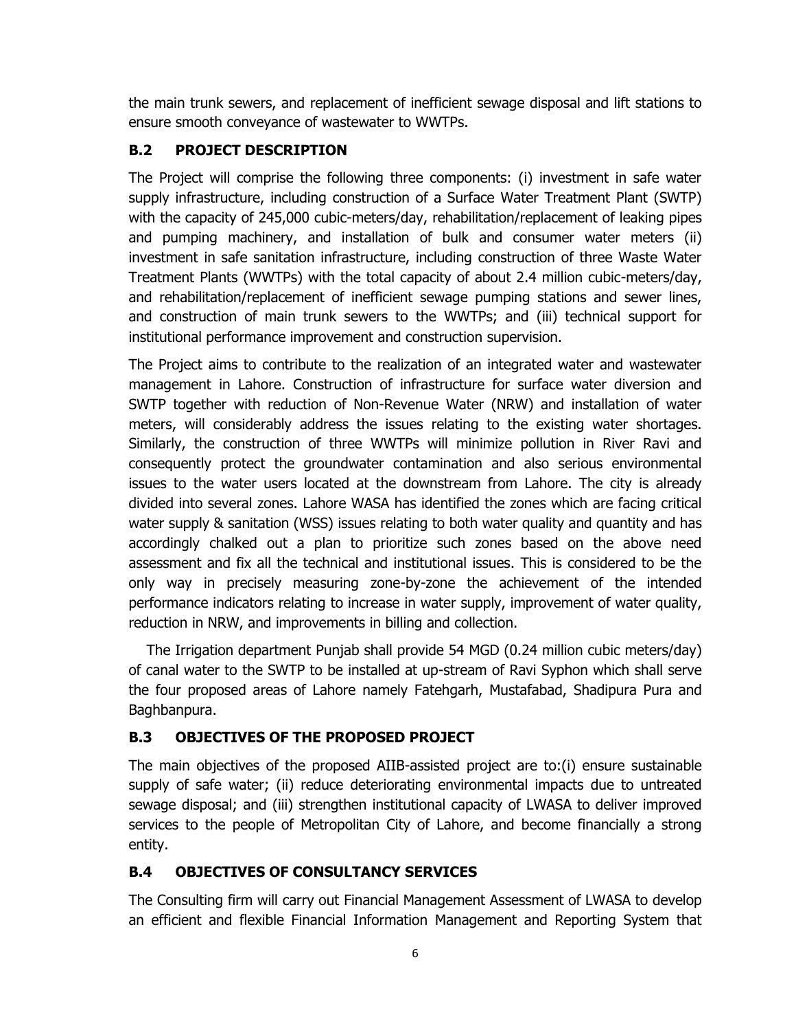the main trunk sewers, and replacement of inefficient sewage disposal and lift stations to ensure smooth conveyance of wastewater to WWTPs.

## B.2 PROJECT DESCRIPTION

The Project will comprise the following three components: (i) investment in safe water supply infrastructure, including construction of a Surface Water Treatment Plant (SWTP) with the capacity of 245,000 cubic-meters/day, rehabilitation/replacement of leaking pipes and pumping machinery, and installation of bulk and consumer water meters (ii) investment in safe sanitation infrastructure, including construction of three Waste Water Treatment Plants (WWTPs) with the total capacity of about 2.4 million cubic-meters/day, and rehabilitation/replacement of inefficient sewage pumping stations and sewer lines, and construction of main trunk sewers to the WWTPs; and (iii) technical support for institutional performance improvement and construction supervision.

The Project aims to contribute to the realization of an integrated water and wastewater management in Lahore. Construction of infrastructure for surface water diversion and SWTP together with reduction of Non-Revenue Water (NRW) and installation of water meters, will considerably address the issues relating to the existing water shortages. Similarly, the construction of three WWTPs will minimize pollution in River Ravi and consequently protect the groundwater contamination and also serious environmental issues to the water users located at the downstream from Lahore. The city is already divided into several zones. Lahore WASA has identified the zones which are facing critical water supply & sanitation (WSS) issues relating to both water quality and quantity and has accordingly chalked out a plan to prioritize such zones based on the above need assessment and fix all the technical and institutional issues. This is considered to be the only way in precisely measuring zone-by-zone the achievement of the intended performance indicators relating to increase in water supply, improvement of water quality, reduction in NRW, and improvements in billing and collection.

The Irrigation department Punjab shall provide 54 MGD (0.24 million cubic meters/day) of canal water to the SWTP to be installed at up-stream of Ravi Syphon which shall serve the four proposed areas of Lahore namely Fatehgarh, Mustafabad, Shadipura Pura and Baghbanpura.

## B.3 OBJECTIVES OF THE PROPOSED PROJECT

The main objectives of the proposed AIIB-assisted project are to:(i) ensure sustainable supply of safe water; (ii) reduce deteriorating environmental impacts due to untreated sewage disposal; and (iii) strengthen institutional capacity of LWASA to deliver improved services to the people of Metropolitan City of Lahore, and become financially a strong entity.

## B.4 OBJECTIVES OF CONSULTANCY SERVICES

The Consulting firm will carry out Financial Management Assessment of LWASA to develop an efficient and flexible Financial Information Management and Reporting System that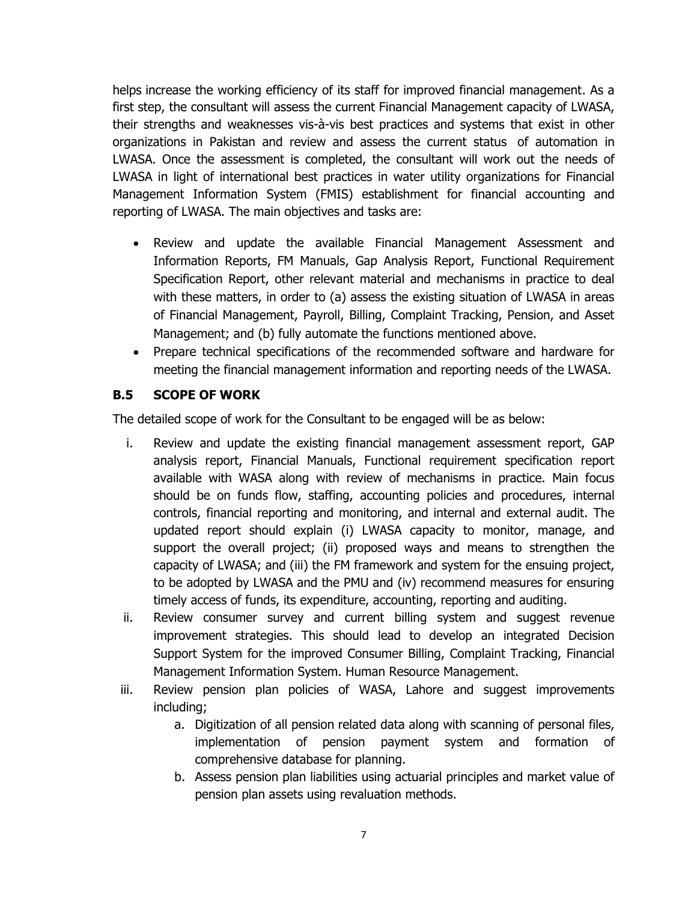helps increase the working efficiency of its staff for improved financial management. As a first step, the consultant will assess the current Financial Management capacity of LWASA, their strengths and weaknesses vis-à-vis best practices and systems that exist in other organizations in Pakistan and review and assess the current status of automation in LWASA. Once the assessment is completed, the consultant will work out the needs of LWASA in light of international best practices in water utility organizations for Financial Management Information System (FMIS) establishment for financial accounting and reporting of LWASA. The main objectives and tasks are:

- Review and update the available Financial Management Assessment and Information Reports, FM Manuals, Gap Analysis Report, Functional Requirement Specification Report, other relevant material and mechanisms in practice to deal with these matters, in order to (a) assess the existing situation of LWASA in areas of Financial Management, Payroll, Billing, Complaint Tracking, Pension, and Asset Management; and (b) fully automate the functions mentioned above.
- Prepare technical specifications of the recommended software and hardware for meeting the financial management information and reporting needs of the LWASA.

### B.5 SCOPE OF WORK

The detailed scope of work for the Consultant to be engaged will be as below:

i. Review and update the existing financial management assessment report, GAP analysis report, Financial Manuals, Functional requirement specification report available with WASA along with review of mechanisms in practice. Main focus should be on funds flow, staffing, accounting policies and procedures, internal controls, financial reporting and monitoring, and internal and external audit. The updated report should explain (i) LWASA capacity to monitor, manage, and support the overall project; (ii) proposed ways and means to strengthen the capacity of LWASA; and (iii) the FM framework and system for the ensuing project, to be adopted by LWASA and the PMU and (iv) recommend measures for ensuring timely access of funds, its expenditure, accounting, reporting and auditing.

ii. Review consumer survey and current billing system and suggest revenue improvement strategies. This should lead to develop an integrated Decision Support System for the improved Consumer Billing, Complaint Tracking, Financial Management Information System. Human Resource Management.

iii. Review pension plan policies of WASA, Lahore and suggest improvements including;

   a. Digitization of all pension related data along with scanning of personal files, implementation of pension payment system and formation of comprehensive database for planning.

   b. Assess pension plan liabilities using actuarial principles and market value of pension plan assets using revaluation methods.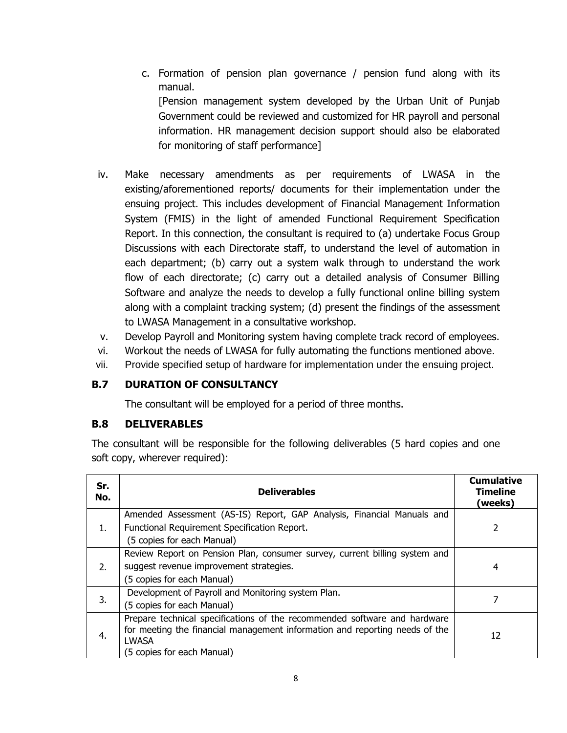c. Formation of pension plan governance / pension fund along with its manual.

   [Pension management system developed by the Urban Unit of Punjab Government could be reviewed and customized for HR payroll and personal information. HR management decision support should also be elaborated for monitoring of staff performance]

iv. Make necessary amendments as per requirements of LWASA in the existing/aforementioned reports/ documents for their implementation under the ensuing project. This includes development of Financial Management Information System (FMIS) in the light of amended Functional Requirement Specification Report. In this connection, the consultant is required to (a) undertake Focus Group Discussions with each Directorate staff, to understand the level of automation in each department; (b) carry out a system walk through to understand the work flow of each directorate; (c) carry out a detailed analysis of Consumer Billing Software and analyze the needs to develop a fully functional online billing system along with a complaint tracking system; (d) present the findings of the assessment to LWASA Management in a consultative workshop.

v. Develop Payroll and Monitoring system having complete track record of employees.

vi. Workout the needs of LWASA for fully automating the functions mentioned above.

vii. Provide specified setup of hardware for implementation under the ensuing project.

## B.7 DURATION OF CONSULTANCY

The consultant will be employed for a period of three months.

## B.8 DELIVERABLES

The consultant will be responsible for the following deliverables (5 hard copies and one soft copy, wherever required):

| Sr. No. | Deliverables | Cumulative Timeline (weeks) |
|---|---|---|
| 1. | Amended Assessment (AS-IS) Report, GAP Analysis, Financial Manuals and Functional Requirement Specification Report. (5 copies for each Manual) | 2 |
| 2. | Review Report on Pension Plan, consumer survey, current billing system and suggest revenue improvement strategies. (5 copies for each Manual) | 4 |
| 3. | Development of Payroll and Monitoring system Plan. (5 copies for each Manual) | 7 |
| 4. | Prepare technical specifications of the recommended software and hardware for meeting the financial management information and reporting needs of the LWASA (5 copies for each Manual) | 12 |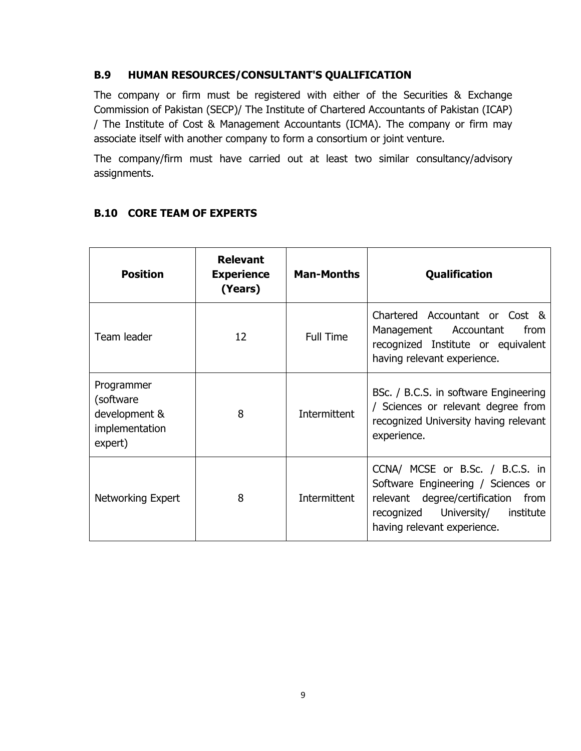### B.9 HUMAN RESOURCES/CONSULTANT'S QUALIFICATION

The company or firm must be registered with either of the Securities & Exchange Commission of Pakistan (SECP)/ The Institute of Chartered Accountants of Pakistan (ICAP) / The Institute of Cost & Management Accountants (ICMA). The company or firm may associate itself with another company to form a consortium or joint venture.

The company/firm must have carried out at least two similar consultancy/advisory assignments.

### B.10 CORE TEAM OF EXPERTS

| Position | Relevant Experience (Years) | Man-Months | Qualification |
|---|---|---|---|
| Team leader | 12 | Full Time | Chartered Accountant or Cost & Management Accountant from recognized Institute or equivalent having relevant experience. |
| Programmer (software development & implementation expert) | 8 | Intermittent | BSc. / B.C.S. in software Engineering / Sciences or relevant degree from recognized University having relevant experience. |
| Networking Expert | 8 | Intermittent | CCNA/ MCSE or B.Sc. / B.C.S. in Software Engineering / Sciences or relevant degree/certification from recognized University/ institute having relevant experience. |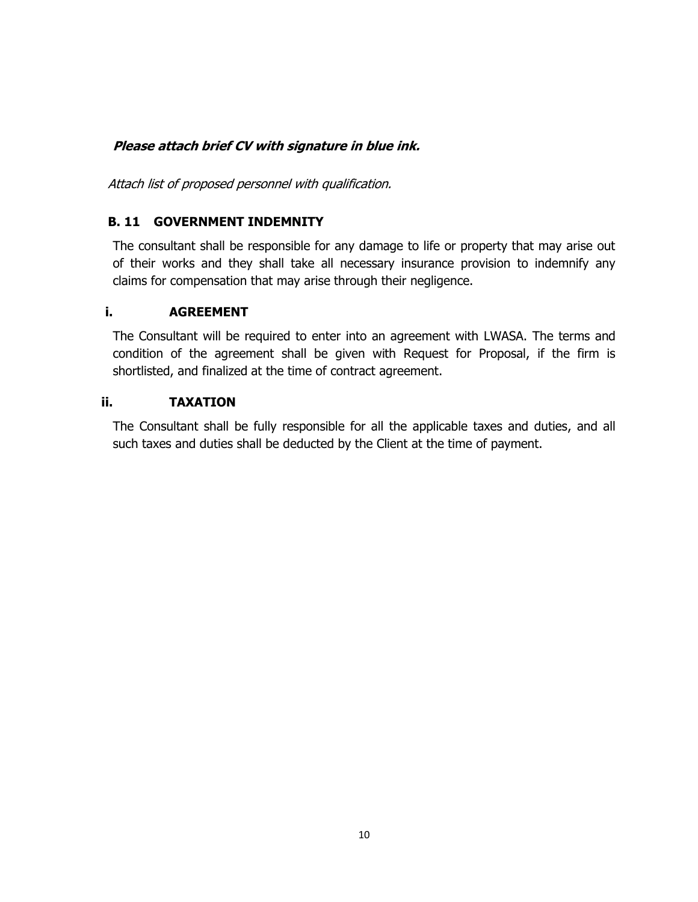***Please attach brief CV with signature in blue ink.***

*Attach list of proposed personnel with qualification.*

## B. 11 GOVERNMENT INDEMNITY

The consultant shall be responsible for any damage to life or property that may arise out of their works and they shall take all necessary insurance provision to indemnify any claims for compensation that may arise through their negligence.

### i. AGREEMENT

The Consultant will be required to enter into an agreement with LWASA. The terms and condition of the agreement shall be given with Request for Proposal, if the firm is shortlisted, and finalized at the time of contract agreement.

### ii. TAXATION

The Consultant shall be fully responsible for all the applicable taxes and duties, and all such taxes and duties shall be deducted by the Client at the time of payment.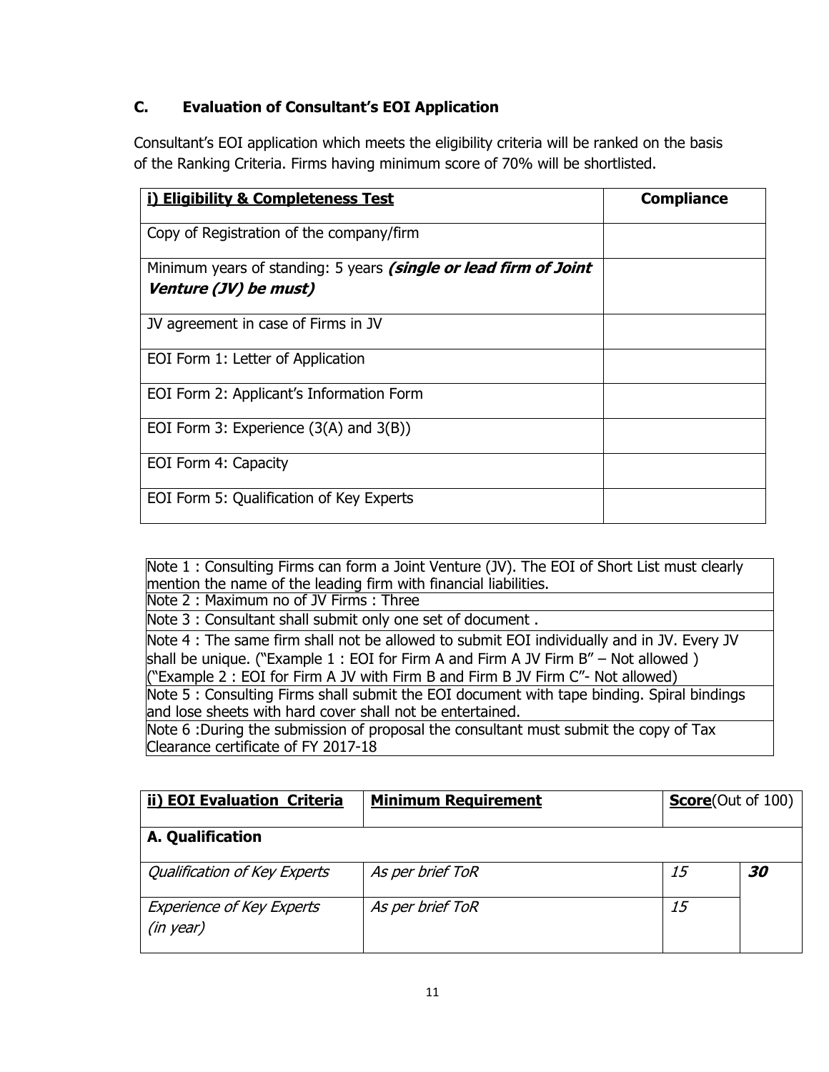### C. Evaluation of Consultant's EOI Application

Consultant's EOI application which meets the eligibility criteria will be ranked on the basis of the Ranking Criteria. Firms having minimum score of 70% will be shortlisted.

| **i) Eligibility & Completeness Test** | **Compliance** |
| --- | --- |
| Copy of Registration of the company/firm | |
| Minimum years of standing: 5 years ***(single or lead firm of Joint Venture (JV) be must)*** | |
| JV agreement in case of Firms in JV | |
| EOI Form 1: Letter of Application | |
| EOI Form 2: Applicant's Information Form | |
| EOI Form 3: Experience (3(A) and 3(B)) | |
| EOI Form 4: Capacity | |
| EOI Form 5: Qualification of Key Experts | |

| |
| --- |
| Note 1 : Consulting Firms can form a Joint Venture (JV). The EOI of Short List must clearly mention the name of the leading firm with financial liabilities. |
| Note 2 : Maximum no of JV Firms : Three |
| Note 3 : Consultant shall submit only one set of document . |
| Note 4 : The same firm shall not be allowed to submit EOI individually and in JV. Every JV shall be unique. ("Example 1 : EOI for Firm A and Firm A JV Firm B" – Not allowed ) ("Example 2 : EOI for Firm A JV with Firm B and Firm B JV Firm C"- Not allowed) |
| Note 5 : Consulting Firms shall submit the EOI document with tape binding. Spiral bindings and lose sheets with hard cover shall not be entertained. |
| Note 6 :During the submission of proposal the consultant must submit the copy of Tax Clearance certificate of FY 2017-18 |

| **ii) EOI Evaluation Criteria** | **Minimum Requirement** | **Score**(Out of 100) | |
| --- | --- | --- | --- |
| **A. Qualification** | | | |
| *Qualification of Key Experts* | *As per brief ToR* | *15* | ***30*** |
| *Experience of Key Experts (in year)* | *As per brief ToR* | *15* | |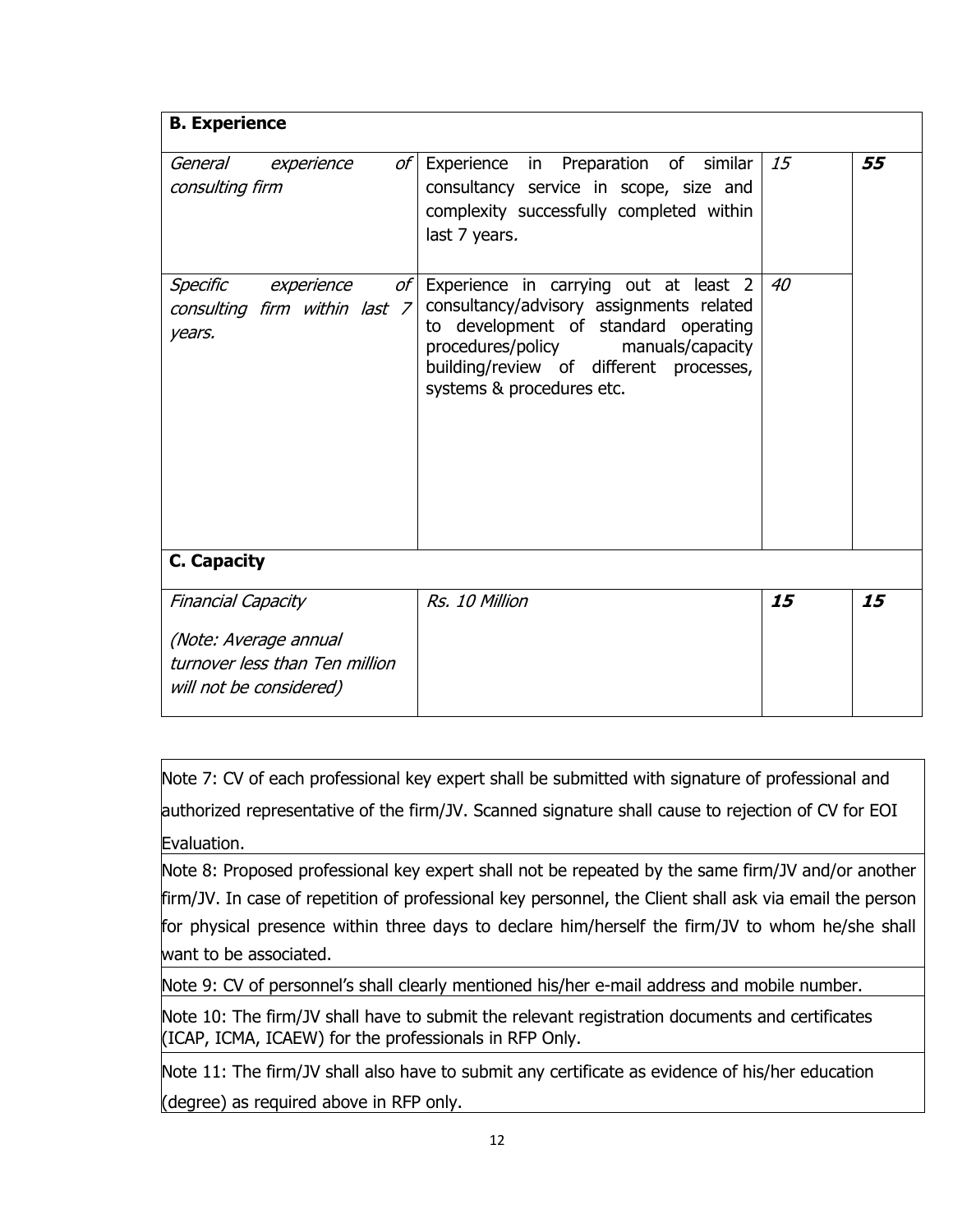| **B. Experience** | | | |
|---|---|---|---|
| *General experience of consulting firm* | Experience in Preparation of similar consultancy service in scope, size and complexity successfully completed within last 7 years. | *15* | ***55*** |
| *Specific experience of consulting firm within last 7 years.* | Experience in carrying out at least 2 consultancy/advisory assignments related to development of standard operating procedures/policy manuals/capacity building/review of different processes, systems & procedures etc. | *40* | |
| **C. Capacity** | | | |
| *Financial Capacity*<br><br>*(Note: Average annual turnover less than Ten million will not be considered)* | *Rs. 10 Million* | ***15*** | ***15*** |

| |
|---|
| Note 7: CV of each professional key expert shall be submitted with signature of professional and authorized representative of the firm/JV. Scanned signature shall cause to rejection of CV for EOI Evaluation. |
| Note 8: Proposed professional key expert shall not be repeated by the same firm/JV and/or another firm/JV. In case of repetition of professional key personnel, the Client shall ask via email the person for physical presence within three days to declare him/herself the firm/JV to whom he/she shall want to be associated. |
| Note 9: CV of personnel's shall clearly mentioned his/her e-mail address and mobile number. |
| Note 10: The firm/JV shall have to submit the relevant registration documents and certificates (ICAP, ICMA, ICAEW) for the professionals in RFP Only. |
| Note 11: The firm/JV shall also have to submit any certificate as evidence of his/her education (degree) as required above in RFP only. |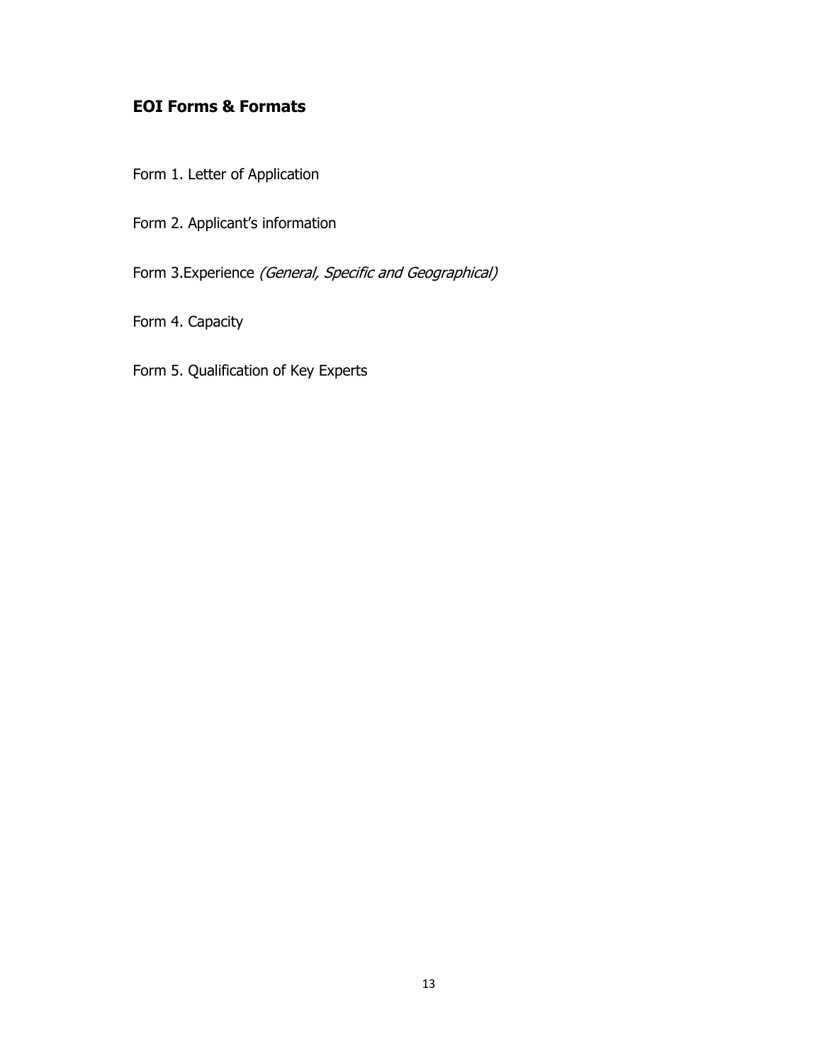## EOI Forms & Formats

Form 1. Letter of Application

Form 2. Applicant's information

Form 3.Experience *(General, Specific and Geographical)*

Form 4. Capacity

Form 5. Qualification of Key Experts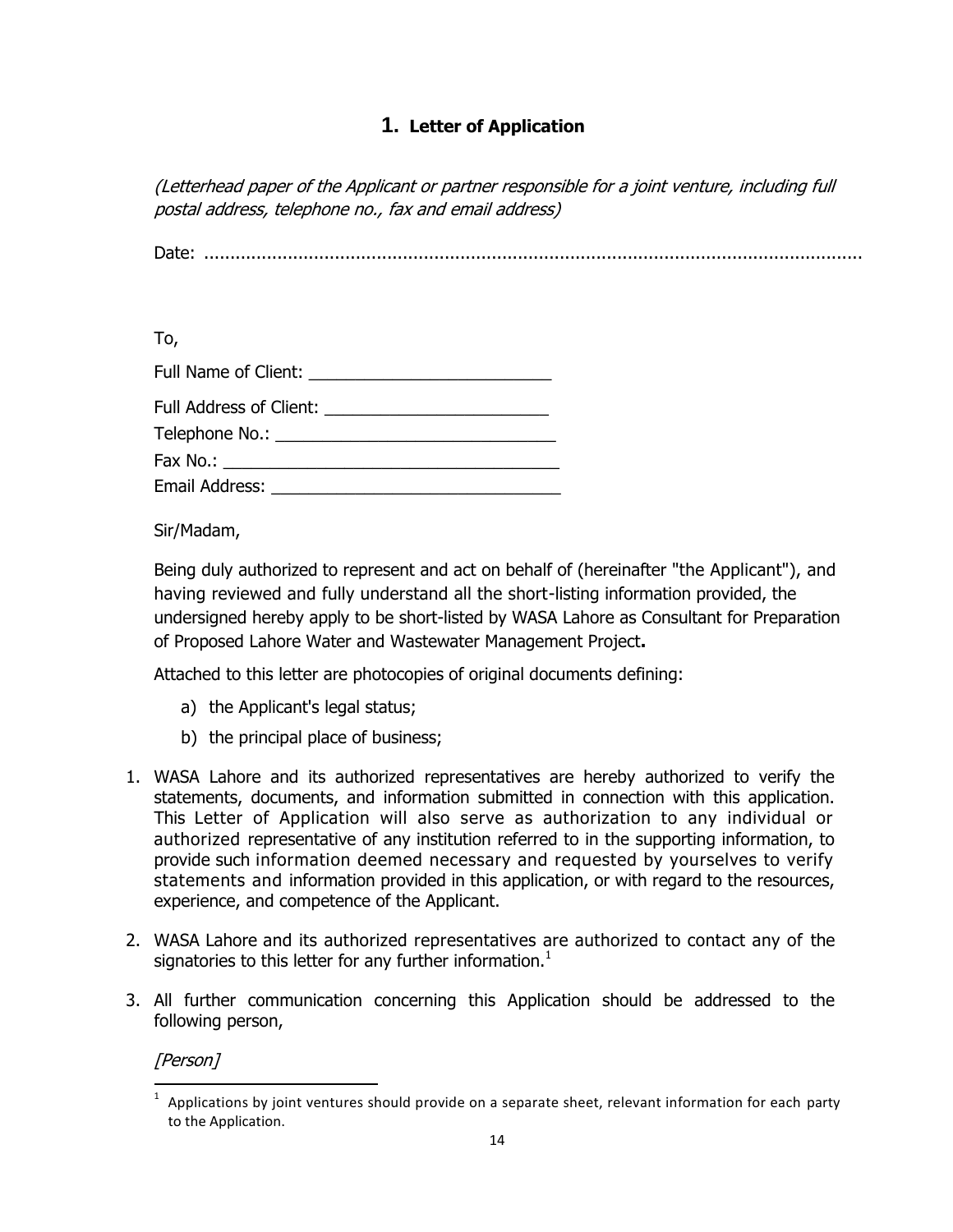# 1. Letter of Application

*(Letterhead paper of the Applicant or partner responsible for a joint venture, including full postal address, telephone no., fax and email address)*

Date: ..............................................................................................................................

To,

Full Name of Client: ___________________________

Full Address of Client: _________________________

Telephone No.: _______________________________

Fax No.: _____________________________________

Email Address: ________________________________

Sir/Madam,

Being duly authorized to represent and act on behalf of (hereinafter "the Applicant"), and having reviewed and fully understand all the short-listing information provided, the undersigned hereby apply to be short-listed by WASA Lahore as Consultant for Preparation of Proposed Lahore Water and Wastewater Management Project**.**

Attached to this letter are photocopies of original documents defining:

a) the Applicant's legal status;

b) the principal place of business;

1. WASA Lahore and its authorized representatives are hereby authorized to verify the statements, documents, and information submitted in connection with this application. This Letter of Application will also serve as authorization to any individual or authorized representative of any institution referred to in the supporting information, to provide such information deemed necessary and requested by yourselves to verify statements and information provided in this application, or with regard to the resources, experience, and competence of the Applicant.
2. WASA Lahore and its authorized representatives are authorized to contact any of the signatories to this letter for any further information.[1]
3. All further communication concerning this Application should be addressed to the following person,

*[Person]*

---

[1] Applications by joint ventures should provide on a separate sheet, relevant information for each party to the Application.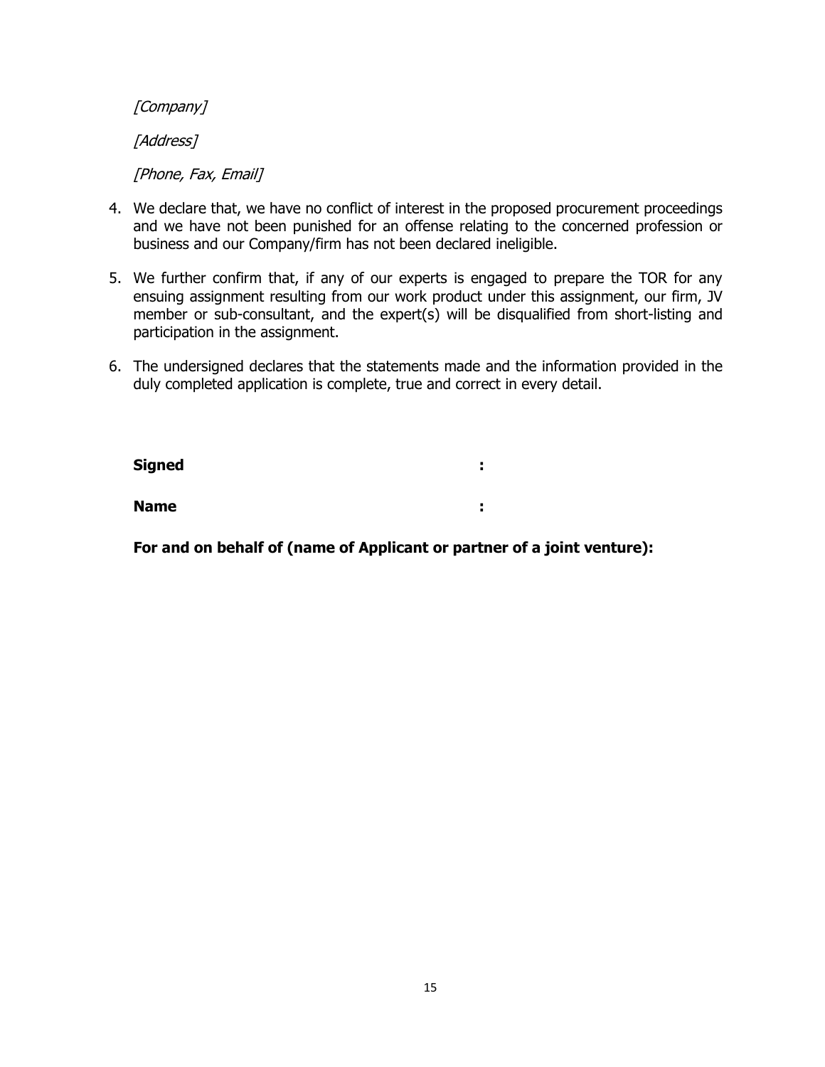*[Company]*

*[Address]*

*[Phone, Fax, Email]*

4. We declare that, we have no conflict of interest in the proposed procurement proceedings and we have not been punished for an offense relating to the concerned profession or business and our Company/firm has not been declared ineligible.

5. We further confirm that, if any of our experts is engaged to prepare the TOR for any ensuing assignment resulting from our work product under this assignment, our firm, JV member or sub-consultant, and the expert(s) will be disqualified from short-listing and participation in the assignment.

6. The undersigned declares that the statements made and the information provided in the duly completed application is complete, true and correct in every detail.

**Signed** :

**Name** :

**For and on behalf of (name of Applicant or partner of a joint venture):**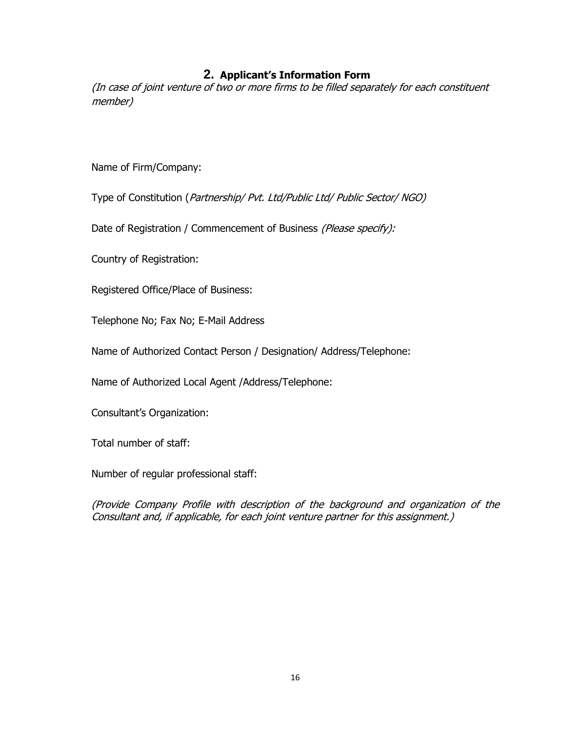## 2. Applicant's Information Form

*(In case of joint venture of two or more firms to be filled separately for each constituent member)*

Name of Firm/Company:

Type of Constitution (*Partnership/ Pvt. Ltd/Public Ltd/ Public Sector/ NGO)*

Date of Registration / Commencement of Business *(Please specify):*

Country of Registration:

Registered Office/Place of Business:

Telephone No; Fax No; E-Mail Address

Name of Authorized Contact Person / Designation/ Address/Telephone:

Name of Authorized Local Agent /Address/Telephone:

Consultant's Organization:

Total number of staff:

Number of regular professional staff:

*(Provide Company Profile with description of the background and organization of the Consultant and, if applicable, for each joint venture partner for this assignment.)*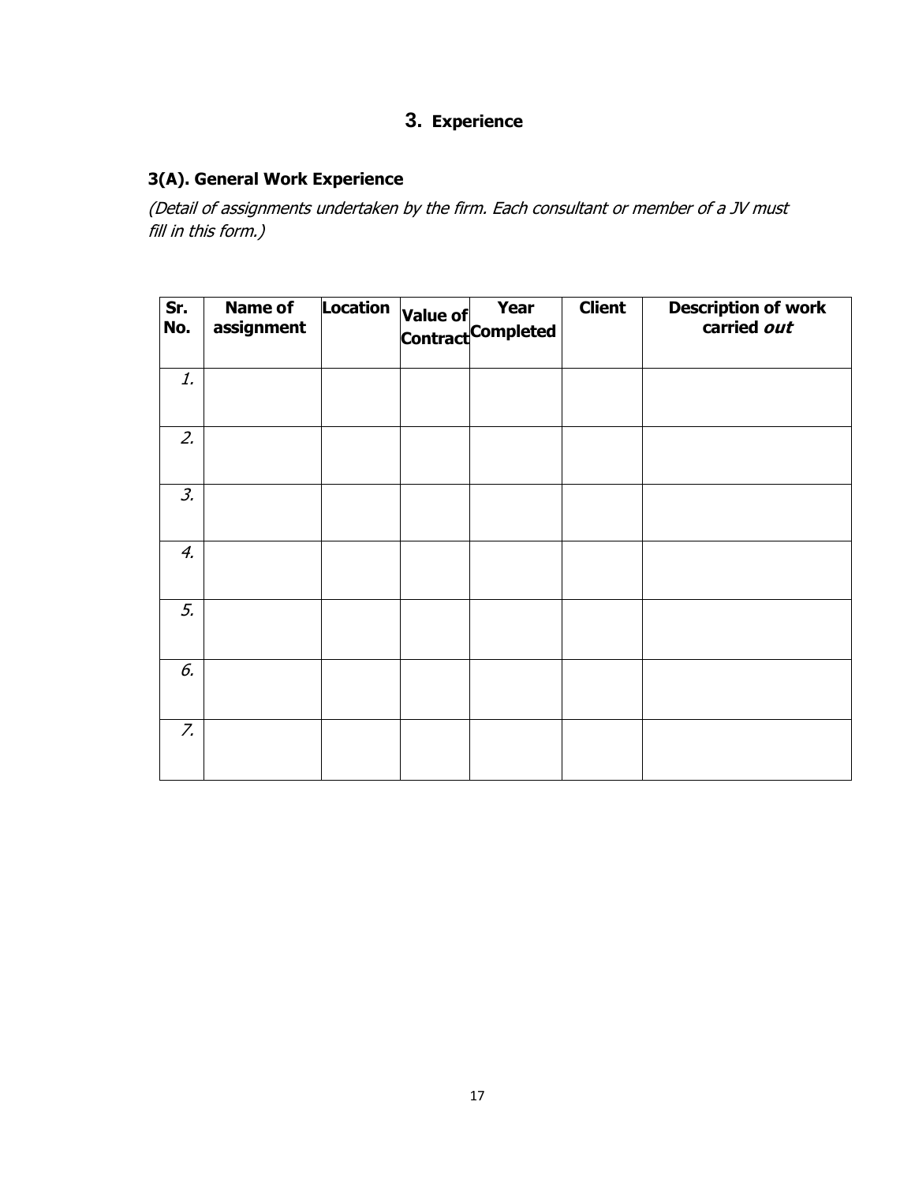# 3. Experience

## 3(A). General Work Experience

*(Detail of assignments undertaken by the firm. Each consultant or member of a JV must fill in this form.)*

| Sr. No. | Name of assignment | Location | Value of Contract | Year Completed | Client | Description of work carried ***out*** |
|---|---|---|---|---|---|---|
| *1.* | | | | | | |
| *2.* | | | | | | |
| *3.* | | | | | | |
| *4.* | | | | | | |
| *5.* | | | | | | |
| *6.* | | | | | | |
| *7.* | | | | | | |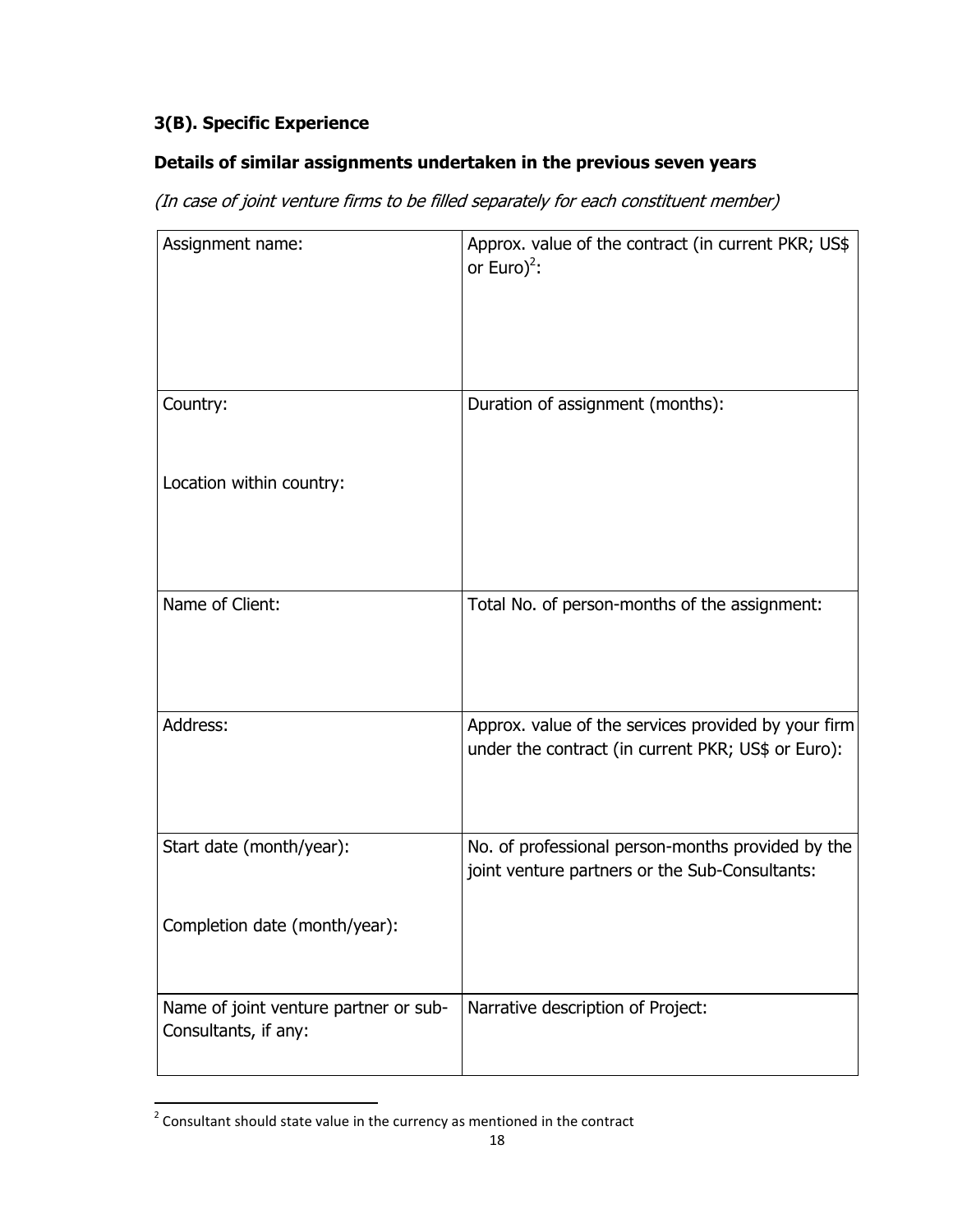### 3(B). Specific Experience

### Details of similar assignments undertaken in the previous seven years

*(In case of joint venture firms to be filled separately for each constituent member)*

| Assignment name: | Approx. value of the contract (in current PKR; US$ or Euro)[2]: |
|---|---|
| Country:<br><br>Location within country: | Duration of assignment (months): |
| Name of Client: | Total No. of person-months of the assignment: |
| Address: | Approx. value of the services provided by your firm under the contract (in current PKR; US$ or Euro): |
| Start date (month/year):<br><br>Completion date (month/year): | No. of professional person-months provided by the joint venture partners or the Sub-Consultants: |
| Name of joint venture partner or sub-Consultants, if any: | Narrative description of Project: |

[2] Consultant should state value in the currency as mentioned in the contract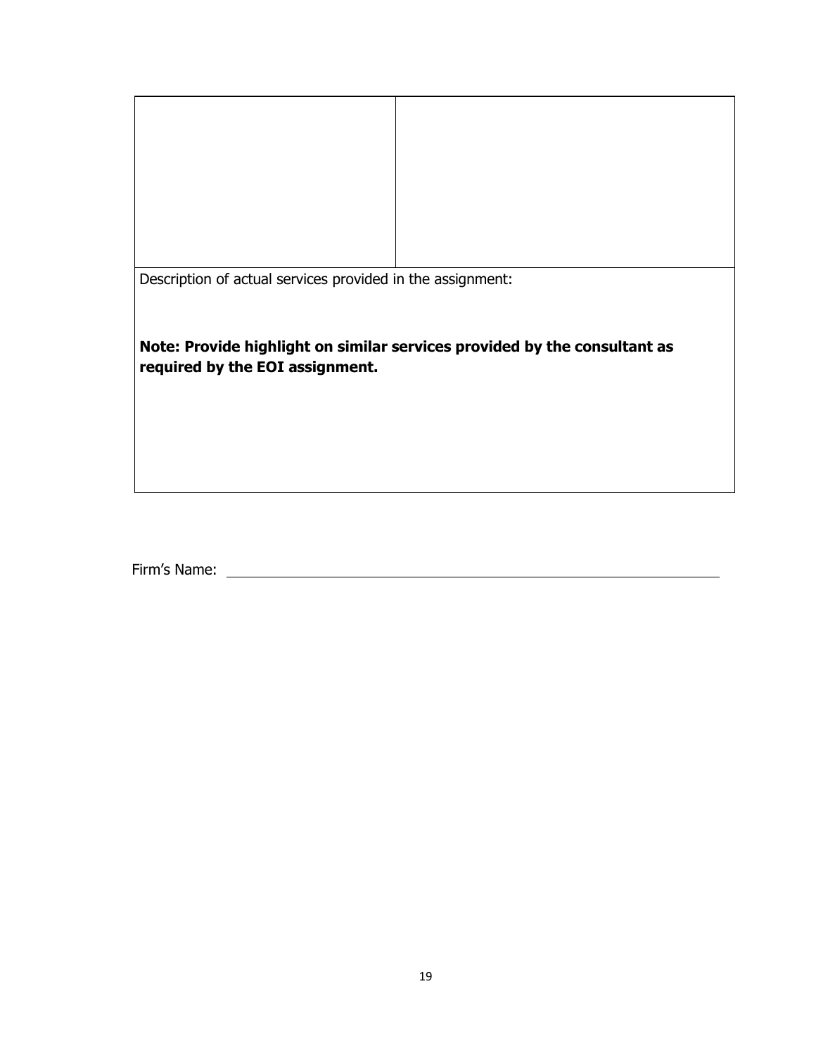| | |
|---|---|
| | |
| Description of actual services provided in the assignment:<br><br>**Note: Provide highlight on similar services provided by the consultant as required by the EOI assignment.** | |

Firm's Name: \_\_\_\_\_\_\_\_\_\_\_\_\_\_\_\_\_\_\_\_\_\_\_\_\_\_\_\_\_\_\_\_\_\_\_\_\_\_\_\_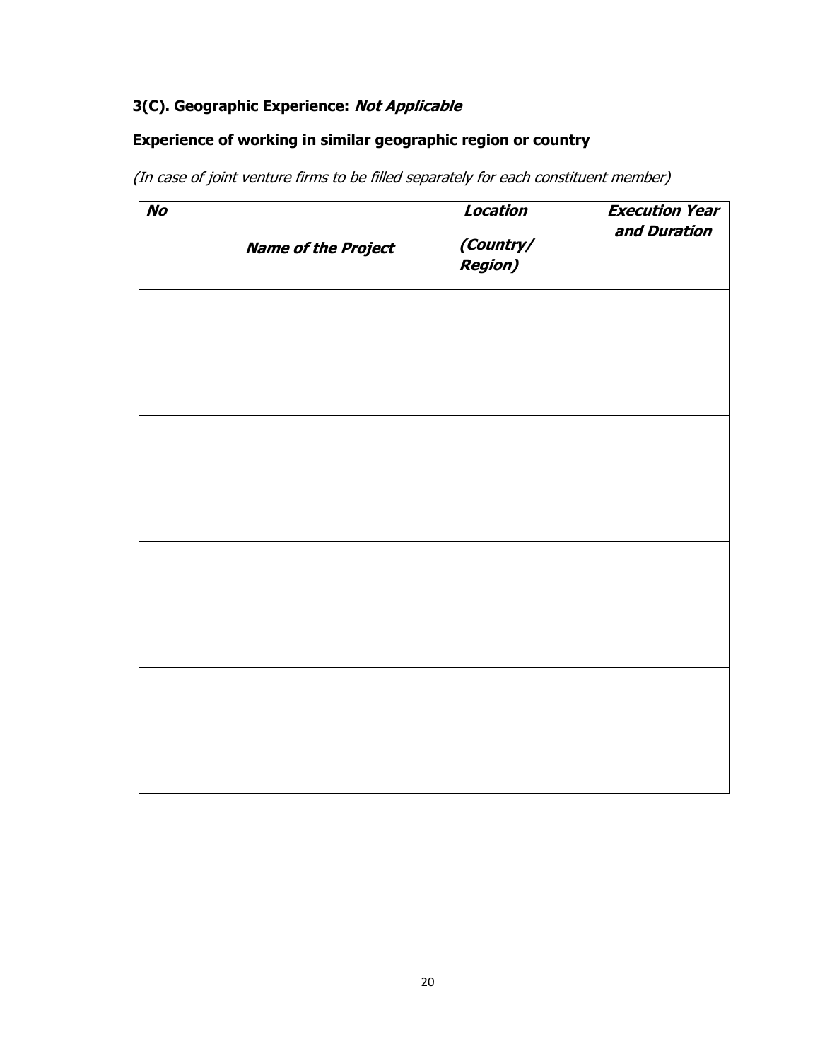### 3(C). Geographic Experience: ***Not Applicable***

### Experience of working in similar geographic region or country

*(In case of joint venture firms to be filled separately for each constituent member)*

| ***No*** | ***Name of the Project*** | ***Location (Country/ Region)*** | ***Execution Year and Duration*** |
|---|---|---|---|
| | | | |
| | | | |
| | | | |
| | | | |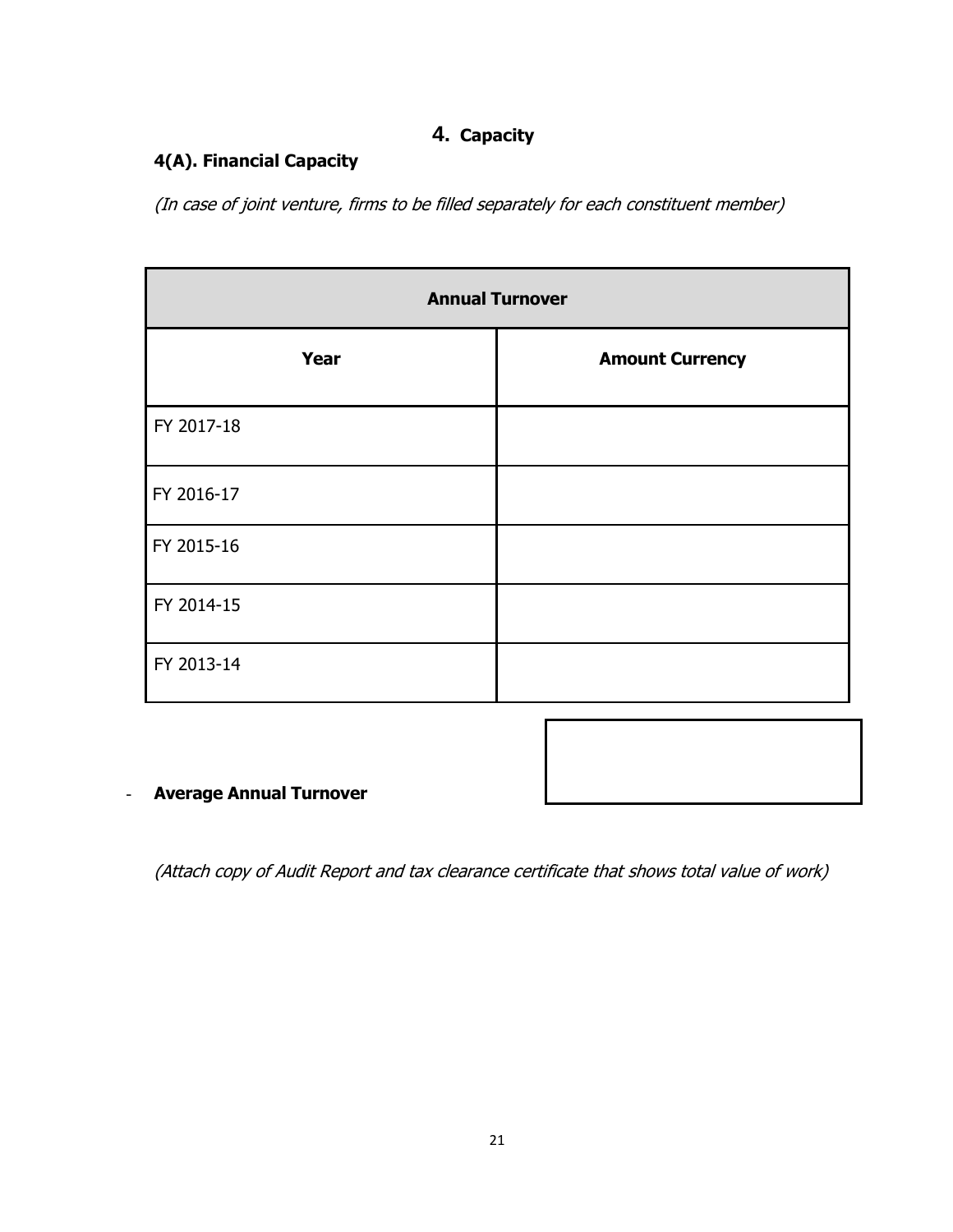# 4. Capacity

## 4(A). Financial Capacity

*(In case of joint venture, firms to be filled separately for each constituent member)*

| Annual Turnover | |
|---|---|
| **Year** | **Amount Currency** |
| FY 2017-18 | |
| FY 2016-17 | |
| FY 2015-16 | |
| FY 2014-15 | |
| FY 2013-14 | |

- **Average Annual Turnover**

*(Attach copy of Audit Report and tax clearance certificate that shows total value of work)*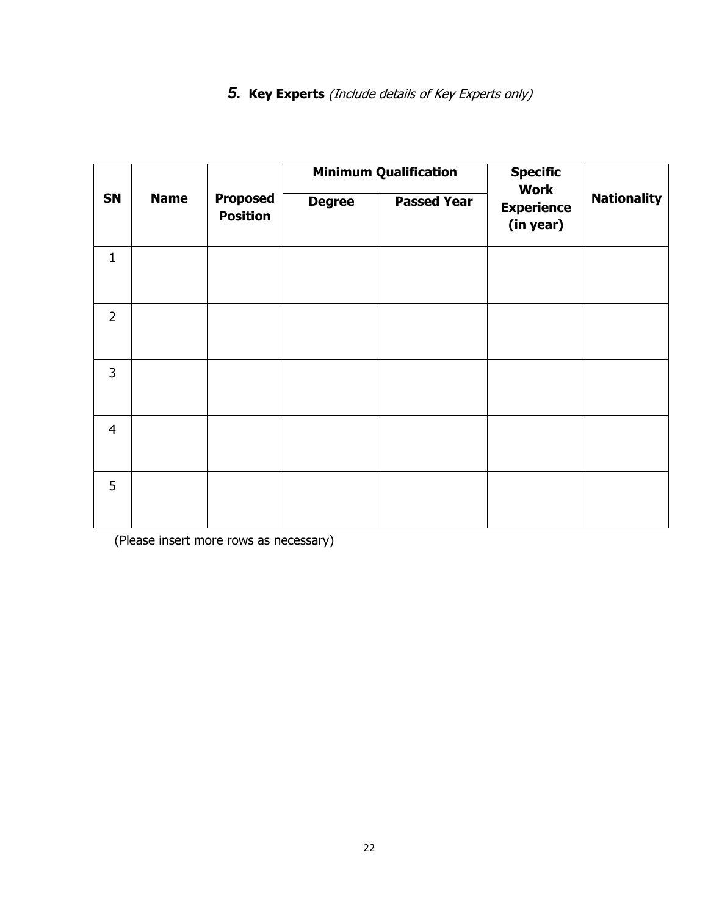## *5.* **Key Experts** *(Include details of Key Experts only)*

| **SN** | **Name** | **Proposed Position** | **Minimum Qualification** | | **Specific Work Experience (in year)** | **Nationality** |
|---|---|---|---|---|---|---|
| | | | **Degree** | **Passed Year** | | |
| 1 | | | | | | |
| 2 | | | | | | |
| 3 | | | | | | |
| 4 | | | | | | |
| 5 | | | | | | |

(Please insert more rows as necessary)